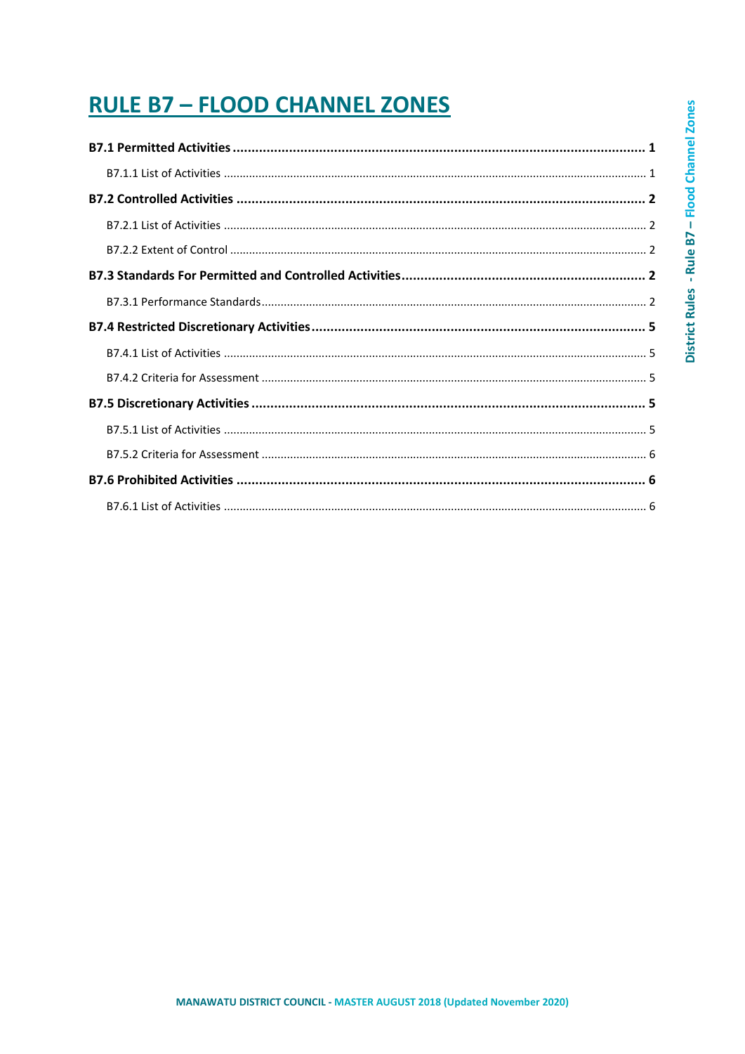# RULE B7 – FLOOD CHANNEL ZONES

**B7.1 Permitted Activities ........................................................................................................ 1**

B7.1.1 List of Activities ........................................................................................................ 1

**B7.2 Controlled Activities ........................................................................................................ 2**

B7.2.1 List of Activities ........................................................................................................ 2

B7.2.2 Extent of Control ........................................................................................................ 2

**B7.3 Standards For Permitted and Controlled Activities ........................................................ 2**

B7.3.1 Performance Standards ........................................................................................................ 2

**B7.4 Restricted Discretionary Activities ........................................................................................ 5**

B7.4.1 List of Activities ........................................................................................................ 5

B7.4.2 Criteria for Assessment ........................................................................................................ 5

**B7.5 Discretionary Activities ........................................................................................................ 5**

B7.5.1 List of Activities ........................................................................................................ 5

B7.5.2 Criteria for Assessment ........................................................................................................ 6

**B7.6 Prohibited Activities ........................................................................................................ 6**

B7.6.1 List of Activities ........................................................................................................ 6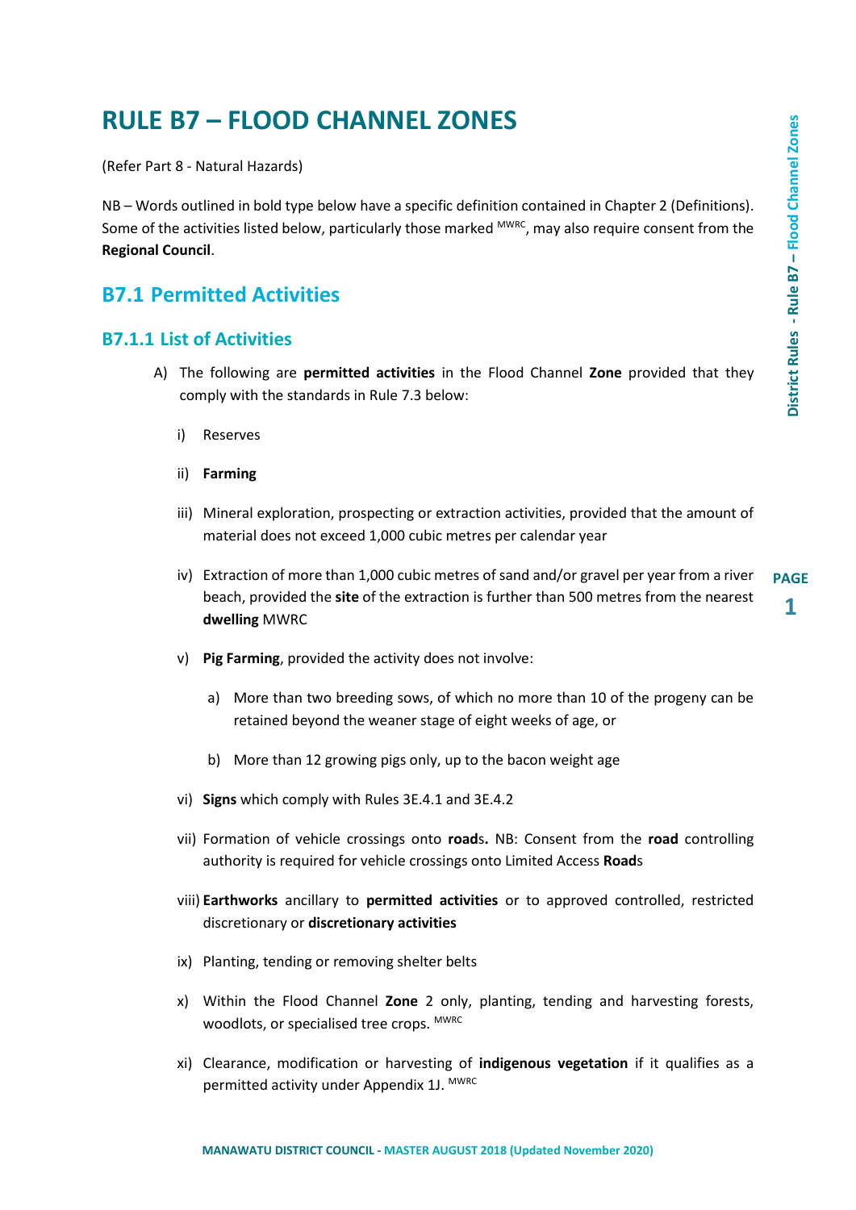# RULE B7 – FLOOD CHANNEL ZONES

(Refer Part 8 - Natural Hazards)

NB – Words outlined in bold type below have a specific definition contained in Chapter 2 (Definitions). Some of the activities listed below, particularly those marked MWRC, may also require consent from the **Regional Council**.

## B7.1 Permitted Activities

### B7.1.1 List of Activities

A) The following are **permitted activities** in the Flood Channel **Zone** provided that they comply with the standards in Rule 7.3 below:

i) Reserves

ii) **Farming**

iii) Mineral exploration, prospecting or extraction activities, provided that the amount of material does not exceed 1,000 cubic metres per calendar year

iv) Extraction of more than 1,000 cubic metres of sand and/or gravel per year from a river beach, provided the **site** of the extraction is further than 500 metres from the nearest **dwelling** MWRC

v) **Pig Farming**, provided the activity does not involve:

a) More than two breeding sows, of which no more than 10 of the progeny can be retained beyond the weaner stage of eight weeks of age, or

b) More than 12 growing pigs only, up to the bacon weight age

vi) **Signs** which comply with Rules 3E.4.1 and 3E.4.2

vii) Formation of vehicle crossings onto **road**s**.** NB: Consent from the **road** controlling authority is required for vehicle crossings onto Limited Access **Road**s

viii) **Earthworks** ancillary to **permitted activities** or to approved controlled, restricted discretionary or **discretionary activities**

ix) Planting, tending or removing shelter belts

x) Within the Flood Channel **Zone** 2 only, planting, tending and harvesting forests, woodlots, or specialised tree crops. MWRC

xi) Clearance, modification or harvesting of **indigenous vegetation** if it qualifies as a permitted activity under Appendix 1J. MWRC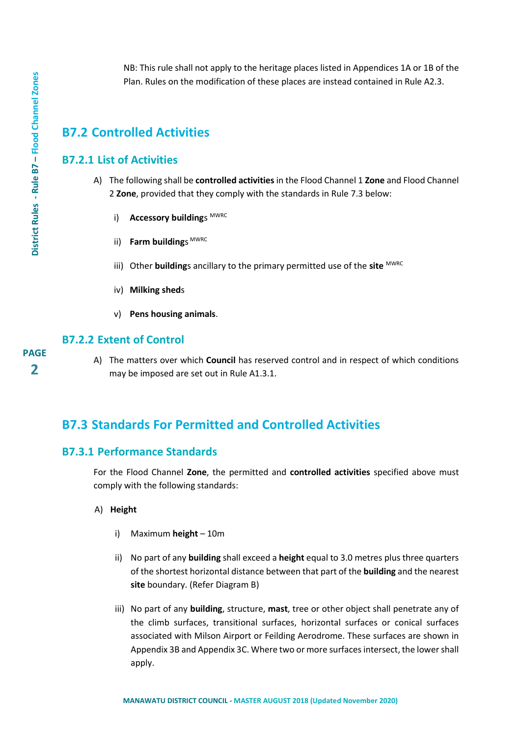NB: This rule shall not apply to the heritage places listed in Appendices 1A or 1B of the Plan. Rules on the modification of these places are instead contained in Rule A2.3.

## B7.2 Controlled Activities

### B7.2.1 List of Activities

A) The following shall be **controlled activities** in the Flood Channel 1 **Zone** and Flood Channel 2 **Zone**, provided that they comply with the standards in Rule 7.3 below:

i) **Accessory building**s MWRC

ii) **Farm building**s MWRC

iii) Other **building**s ancillary to the primary permitted use of the **site** MWRC

iv) **Milking shed**s

v) **Pens housing animals**.

### B7.2.2 Extent of Control

A) The matters over which **Council** has reserved control and in respect of which conditions may be imposed are set out in Rule A1.3.1.

## B7.3 Standards For Permitted and Controlled Activities

### B7.3.1 Performance Standards

For the Flood Channel **Zone**, the permitted and **controlled activities** specified above must comply with the following standards:

A) **Height**

i) Maximum **height** – 10m

ii) No part of any **building** shall exceed a **height** equal to 3.0 metres plus three quarters of the shortest horizontal distance between that part of the **building** and the nearest **site** boundary. (Refer Diagram B)

iii) No part of any **building**, structure, **mast**, tree or other object shall penetrate any of the climb surfaces, transitional surfaces, horizontal surfaces or conical surfaces associated with Milson Airport or Feilding Aerodrome. These surfaces are shown in Appendix 3B and Appendix 3C. Where two or more surfaces intersect, the lower shall apply.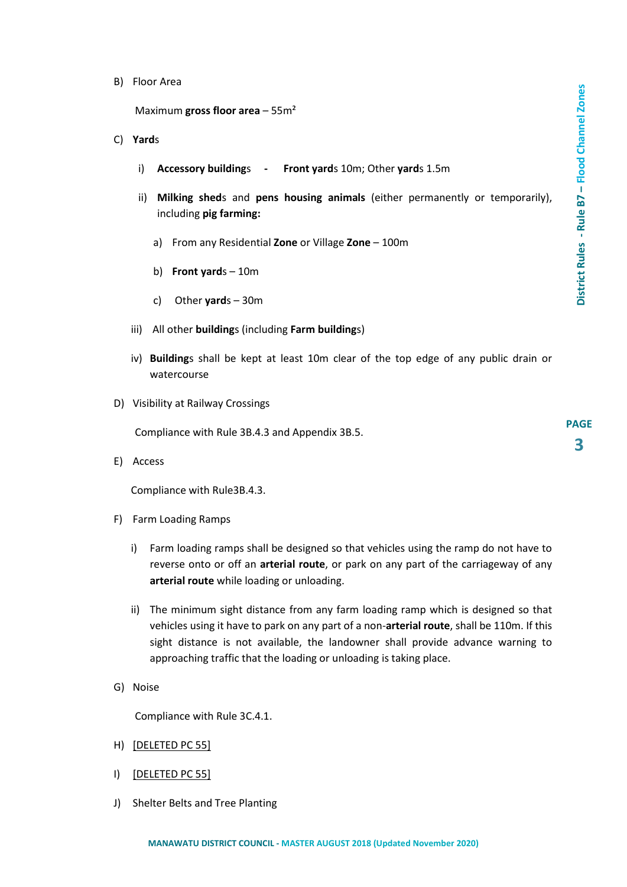B) Floor Area

Maximum **gross floor area** – 55m²

C) **Yard**s

i) **Accessory building**s - **Front yard**s 10m; Other **yard**s 1.5m

ii) **Milking shed**s and **pens housing animals** (either permanently or temporarily), including **pig farming:**

a) From any Residential **Zone** or Village **Zone** – 100m

b) **Front yard**s – 10m

c) Other **yard**s – 30m

iii) All other **building**s (including **Farm building**s)

iv) **Building**s shall be kept at least 10m clear of the top edge of any public drain or watercourse

D) Visibility at Railway Crossings

Compliance with Rule 3B.4.3 and Appendix 3B.5.

E) Access

Compliance with Rule3B.4.3.

F) Farm Loading Ramps

i) Farm loading ramps shall be designed so that vehicles using the ramp do not have to reverse onto or off an **arterial route**, or park on any part of the carriageway of any **arterial route** while loading or unloading.

ii) The minimum sight distance from any farm loading ramp which is designed so that vehicles using it have to park on any part of a non-**arterial route**, shall be 110m. If this sight distance is not available, the landowner shall provide advance warning to approaching traffic that the loading or unloading is taking place.

G) Noise

Compliance with Rule 3C.4.1.

H) [DELETED PC 55]

I) [DELETED PC 55]

J) Shelter Belts and Tree Planting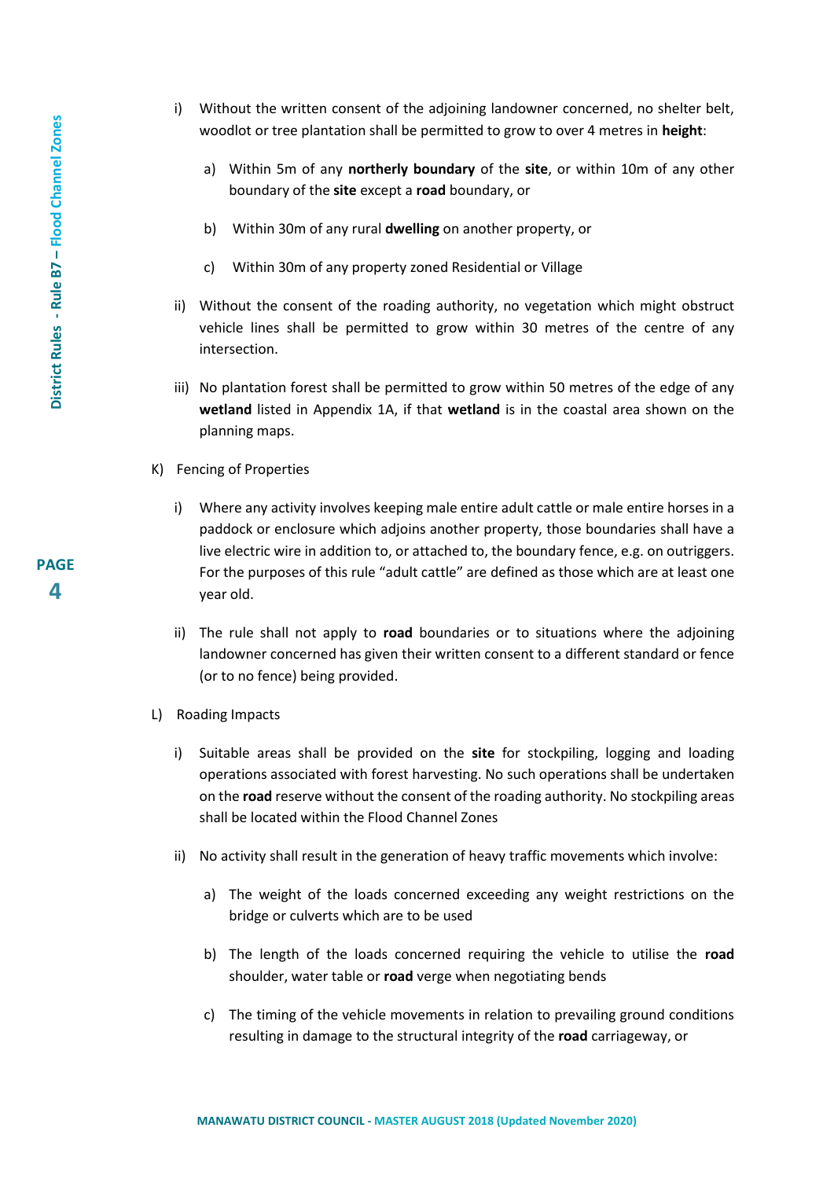i) Without the written consent of the adjoining landowner concerned, no shelter belt, woodlot or tree plantation shall be permitted to grow to over 4 metres in **height**:

   a) Within 5m of any **northerly boundary** of the **site**, or within 10m of any other boundary of the **site** except a **road** boundary, or

   b) Within 30m of any rural **dwelling** on another property, or

   c) Within 30m of any property zoned Residential or Village

ii) Without the consent of the roading authority, no vegetation which might obstruct vehicle lines shall be permitted to grow within 30 metres of the centre of any intersection.

iii) No plantation forest shall be permitted to grow within 50 metres of the edge of any **wetland** listed in Appendix 1A, if that **wetland** is in the coastal area shown on the planning maps.

K) Fencing of Properties

i) Where any activity involves keeping male entire adult cattle or male entire horses in a paddock or enclosure which adjoins another property, those boundaries shall have a live electric wire in addition to, or attached to, the boundary fence, e.g. on outriggers. For the purposes of this rule "adult cattle" are defined as those which are at least one year old.

ii) The rule shall not apply to **road** boundaries or to situations where the adjoining landowner concerned has given their written consent to a different standard or fence (or to no fence) being provided.

L) Roading Impacts

i) Suitable areas shall be provided on the **site** for stockpiling, logging and loading operations associated with forest harvesting. No such operations shall be undertaken on the **road** reserve without the consent of the roading authority. No stockpiling areas shall be located within the Flood Channel Zones

ii) No activity shall result in the generation of heavy traffic movements which involve:

   a) The weight of the loads concerned exceeding any weight restrictions on the bridge or culverts which are to be used

   b) The length of the loads concerned requiring the vehicle to utilise the **road** shoulder, water table or **road** verge when negotiating bends

   c) The timing of the vehicle movements in relation to prevailing ground conditions resulting in damage to the structural integrity of the **road** carriageway, or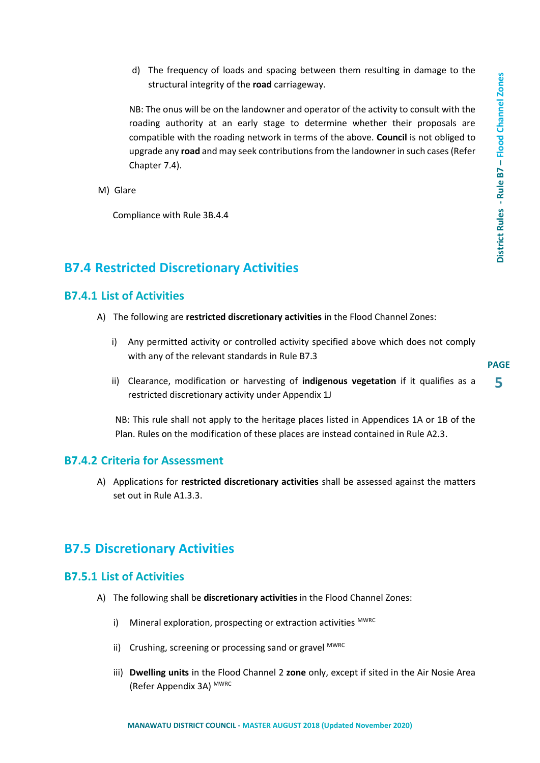d) The frequency of loads and spacing between them resulting in damage to the structural integrity of the **road** carriageway.

NB: The onus will be on the landowner and operator of the activity to consult with the roading authority at an early stage to determine whether their proposals are compatible with the roading network in terms of the above. **Council** is not obliged to upgrade any **road** and may seek contributions from the landowner in such cases (Refer Chapter 7.4).

M) Glare

Compliance with Rule 3B.4.4

## B7.4 Restricted Discretionary Activities

### B7.4.1 List of Activities

A) The following are **restricted discretionary activities** in the Flood Channel Zones:

i) Any permitted activity or controlled activity specified above which does not comply with any of the relevant standards in Rule B7.3

ii) Clearance, modification or harvesting of **indigenous vegetation** if it qualifies as a restricted discretionary activity under Appendix 1J

NB: This rule shall not apply to the heritage places listed in Appendices 1A or 1B of the Plan. Rules on the modification of these places are instead contained in Rule A2.3.

### B7.4.2 Criteria for Assessment

A) Applications for **restricted discretionary activities** shall be assessed against the matters set out in Rule A1.3.3.

## B7.5 Discretionary Activities

### B7.5.1 List of Activities

A) The following shall be **discretionary activities** in the Flood Channel Zones:

i) Mineral exploration, prospecting or extraction activities [MWRC]

ii) Crushing, screening or processing sand or gravel [MWRC]

iii) **Dwelling units** in the Flood Channel 2 **zone** only, except if sited in the Air Nosie Area (Refer Appendix 3A) [MWRC]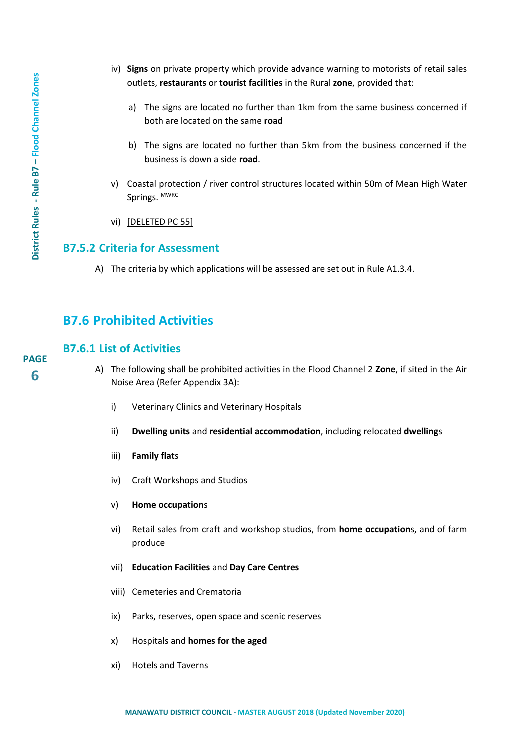iv) **Signs** on private property which provide advance warning to motorists of retail sales outlets, **restaurants** or **tourist facilities** in the Rural **zone**, provided that:

   a) The signs are located no further than 1km from the same business concerned if both are located on the same **road**

   b) The signs are located no further than 5km from the business concerned if the business is down a side **road**.

v) Coastal protection / river control structures located within 50m of Mean High Water Springs. [MWRC]

vi) [DELETED PC 55]

### B7.5.2 Criteria for Assessment

A) The criteria by which applications will be assessed are set out in Rule A1.3.4.

## B7.6 Prohibited Activities

### B7.6.1 List of Activities

A) The following shall be prohibited activities in the Flood Channel 2 **Zone**, if sited in the Air Noise Area (Refer Appendix 3A):

   i) Veterinary Clinics and Veterinary Hospitals

   ii) **Dwelling units** and **residential accommodation**, including relocated **dwelling**s

   iii) **Family flat**s

   iv) Craft Workshops and Studios

   v) **Home occupation**s

   vi) Retail sales from craft and workshop studios, from **home occupation**s, and of farm produce

   vii) **Education Facilities** and **Day Care Centres**

   viii) Cemeteries and Crematoria

   ix) Parks, reserves, open space and scenic reserves

   x) Hospitals and **homes for the aged**

   xi) Hotels and Taverns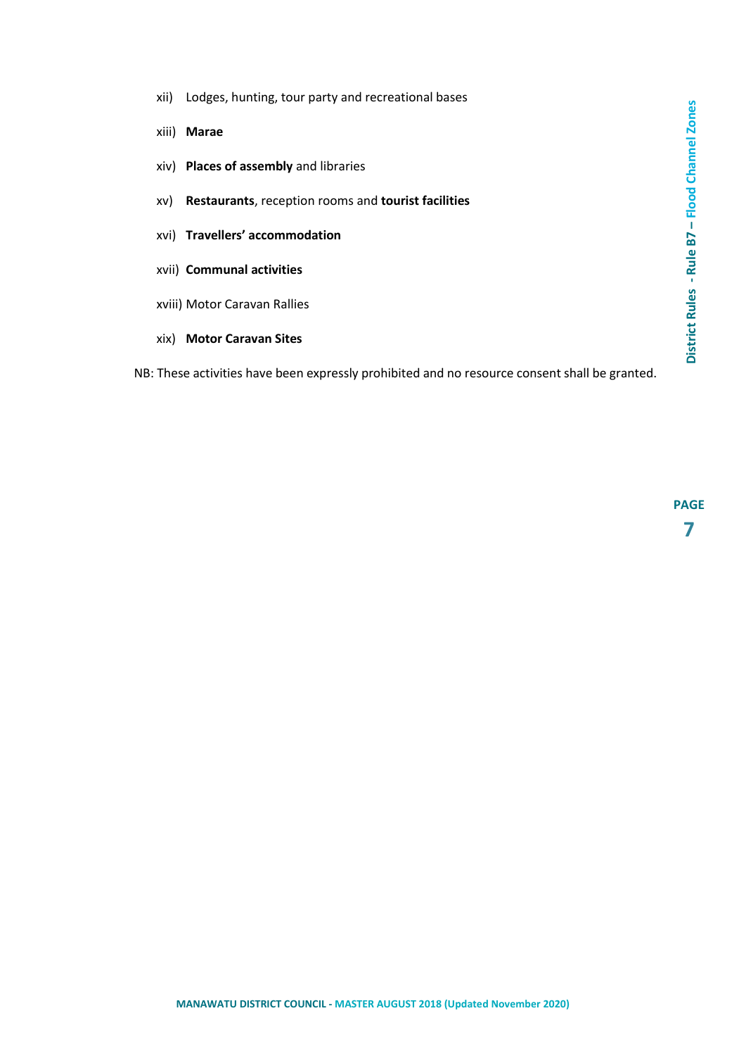xii) Lodges, hunting, tour party and recreational bases

xiii) **Marae**

xiv) **Places of assembly** and libraries

xv) **Restaurants**, reception rooms and **tourist facilities**

xvi) **Travellers' accommodation**

xvii) **Communal activities**

xviii) Motor Caravan Rallies

xix) **Motor Caravan Sites**

NB: These activities have been expressly prohibited and no resource consent shall be granted.